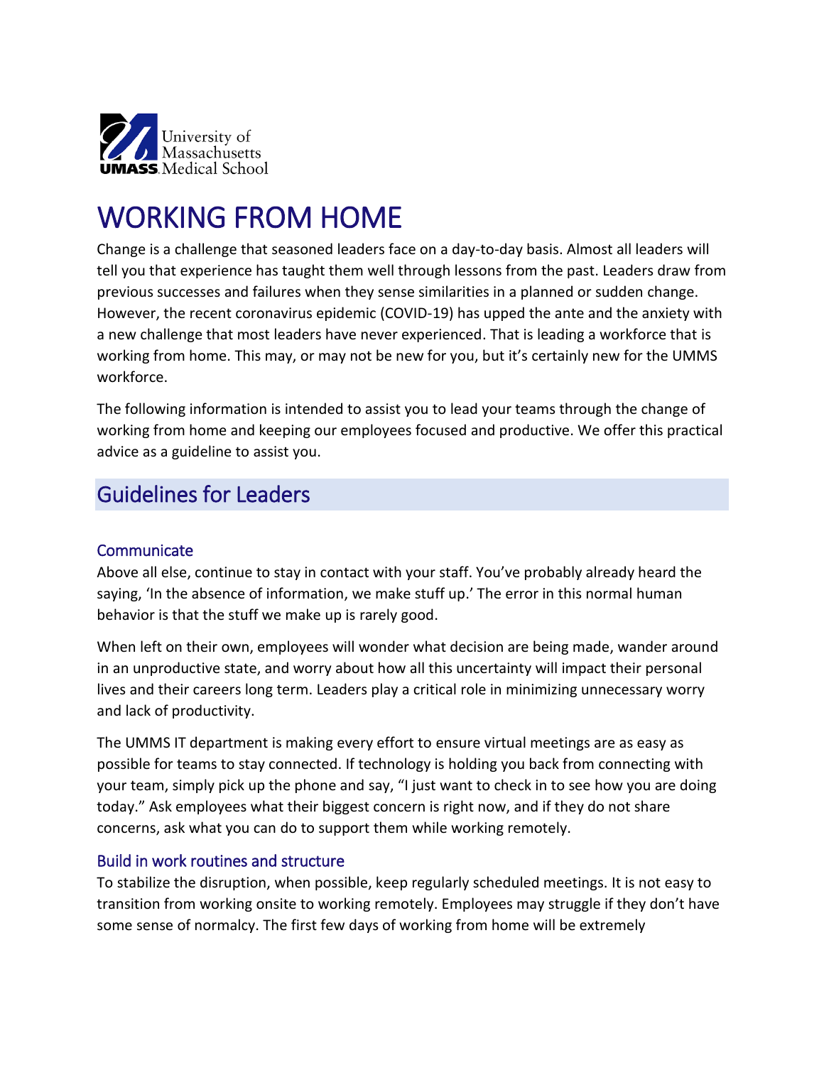University of Massachusetts
UMASS Medical School

# WORKING FROM HOME

Change is a challenge that seasoned leaders face on a day-to-day basis. Almost all leaders will tell you that experience has taught them well through lessons from the past. Leaders draw from previous successes and failures when they sense similarities in a planned or sudden change. However, the recent coronavirus epidemic (COVID-19) has upped the ante and the anxiety with a new challenge that most leaders have never experienced. That is leading a workforce that is working from home. This may, or may not be new for you, but it's certainly new for the UMMS workforce.

The following information is intended to assist you to lead your teams through the change of working from home and keeping our employees focused and productive. We offer this practical advice as a guideline to assist you.

## Guidelines for Leaders

### Communicate

Above all else, continue to stay in contact with your staff. You've probably already heard the saying, 'In the absence of information, we make stuff up.' The error in this normal human behavior is that the stuff we make up is rarely good.

When left on their own, employees will wonder what decision are being made, wander around in an unproductive state, and worry about how all this uncertainty will impact their personal lives and their careers long term. Leaders play a critical role in minimizing unnecessary worry and lack of productivity.

The UMMS IT department is making every effort to ensure virtual meetings are as easy as possible for teams to stay connected. If technology is holding you back from connecting with your team, simply pick up the phone and say, "I just want to check in to see how you are doing today." Ask employees what their biggest concern is right now, and if they do not share concerns, ask what you can do to support them while working remotely.

### Build in work routines and structure

To stabilize the disruption, when possible, keep regularly scheduled meetings. It is not easy to transition from working onsite to working remotely. Employees may struggle if they don't have some sense of normalcy. The first few days of working from home will be extremely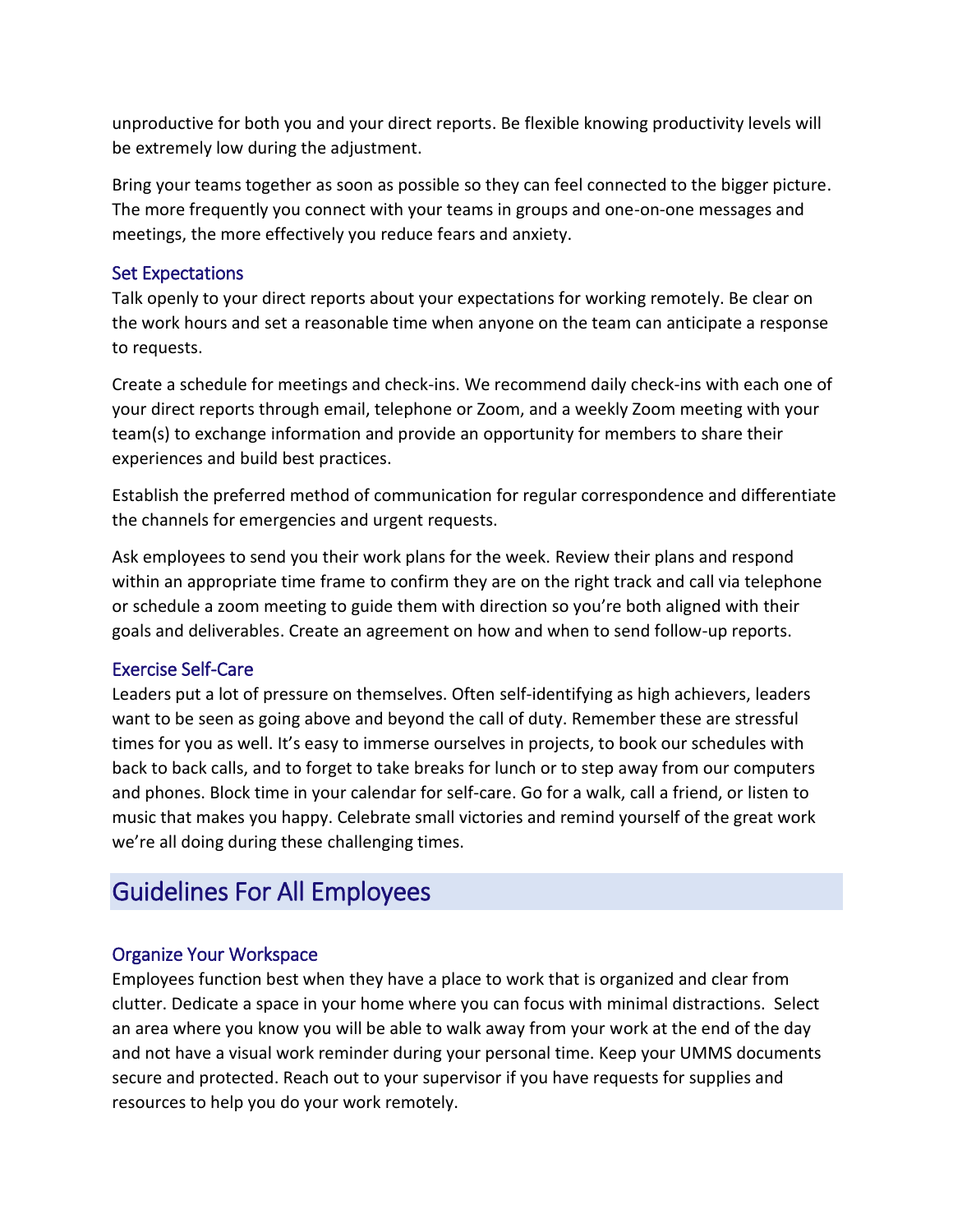unproductive for both you and your direct reports. Be flexible knowing productivity levels will be extremely low during the adjustment.

Bring your teams together as soon as possible so they can feel connected to the bigger picture. The more frequently you connect with your teams in groups and one-on-one messages and meetings, the more effectively you reduce fears and anxiety.

### Set Expectations

Talk openly to your direct reports about your expectations for working remotely. Be clear on the work hours and set a reasonable time when anyone on the team can anticipate a response to requests.

Create a schedule for meetings and check-ins. We recommend daily check-ins with each one of your direct reports through email, telephone or Zoom, and a weekly Zoom meeting with your team(s) to exchange information and provide an opportunity for members to share their experiences and build best practices.

Establish the preferred method of communication for regular correspondence and differentiate the channels for emergencies and urgent requests.

Ask employees to send you their work plans for the week. Review their plans and respond within an appropriate time frame to confirm they are on the right track and call via telephone or schedule a zoom meeting to guide them with direction so you're both aligned with their goals and deliverables. Create an agreement on how and when to send follow-up reports.

### Exercise Self-Care

Leaders put a lot of pressure on themselves. Often self-identifying as high achievers, leaders want to be seen as going above and beyond the call of duty. Remember these are stressful times for you as well. It's easy to immerse ourselves in projects, to book our schedules with back to back calls, and to forget to take breaks for lunch or to step away from our computers and phones. Block time in your calendar for self-care. Go for a walk, call a friend, or listen to music that makes you happy. Celebrate small victories and remind yourself of the great work we're all doing during these challenging times.

## Guidelines For All Employees

### Organize Your Workspace

Employees function best when they have a place to work that is organized and clear from clutter. Dedicate a space in your home where you can focus with minimal distractions. Select an area where you know you will be able to walk away from your work at the end of the day and not have a visual work reminder during your personal time. Keep your UMMS documents secure and protected. Reach out to your supervisor if you have requests for supplies and resources to help you do your work remotely.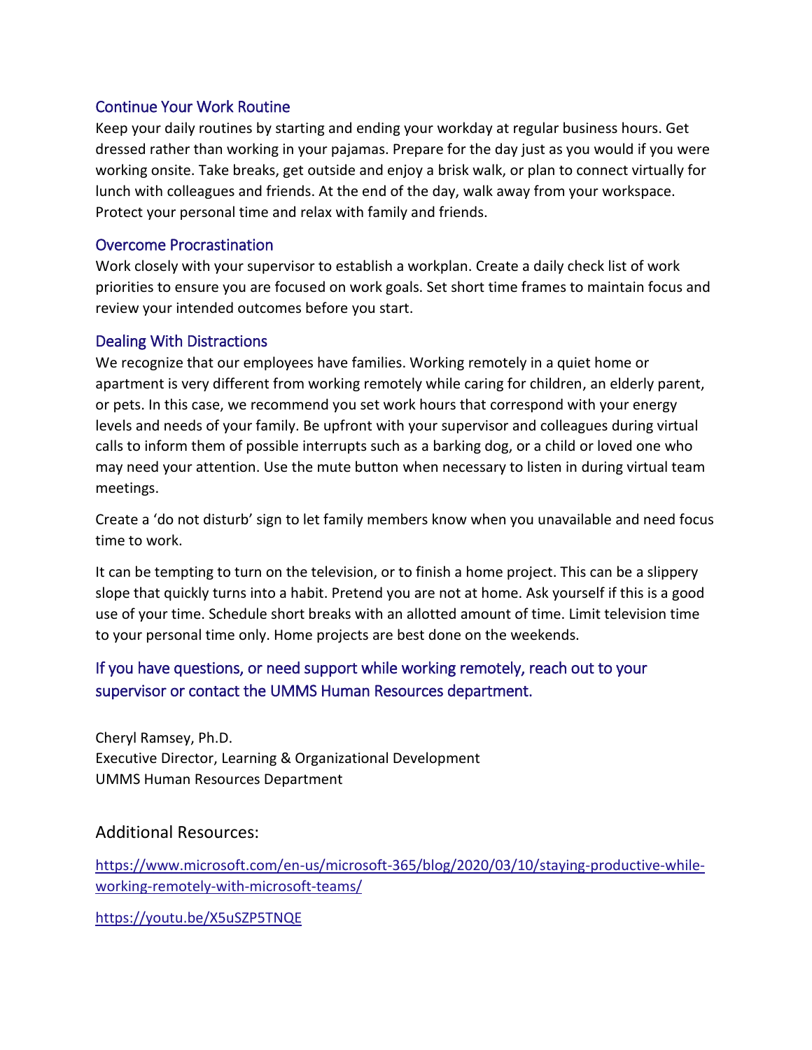### Continue Your Work Routine

Keep your daily routines by starting and ending your workday at regular business hours. Get dressed rather than working in your pajamas. Prepare for the day just as you would if you were working onsite. Take breaks, get outside and enjoy a brisk walk, or plan to connect virtually for lunch with colleagues and friends. At the end of the day, walk away from your workspace. Protect your personal time and relax with family and friends.

### Overcome Procrastination

Work closely with your supervisor to establish a workplan. Create a daily check list of work priorities to ensure you are focused on work goals. Set short time frames to maintain focus and review your intended outcomes before you start.

### Dealing With Distractions

We recognize that our employees have families. Working remotely in a quiet home or apartment is very different from working remotely while caring for children, an elderly parent, or pets. In this case, we recommend you set work hours that correspond with your energy levels and needs of your family. Be upfront with your supervisor and colleagues during virtual calls to inform them of possible interrupts such as a barking dog, or a child or loved one who may need your attention. Use the mute button when necessary to listen in during virtual team meetings.

Create a 'do not disturb' sign to let family members know when you unavailable and need focus time to work.

It can be tempting to turn on the television, or to finish a home project. This can be a slippery slope that quickly turns into a habit. Pretend you are not at home. Ask yourself if this is a good use of your time. Schedule short breaks with an allotted amount of time. Limit television time to your personal time only. Home projects are best done on the weekends.

### If you have questions, or need support while working remotely, reach out to your supervisor or contact the UMMS Human Resources department.

Cheryl Ramsey, Ph.D.
Executive Director, Learning & Organizational Development
UMMS Human Resources Department

## Additional Resources:

https://www.microsoft.com/en-us/microsoft-365/blog/2020/03/10/staying-productive-while-working-remotely-with-microsoft-teams/

https://youtu.be/X5uSZP5TNQE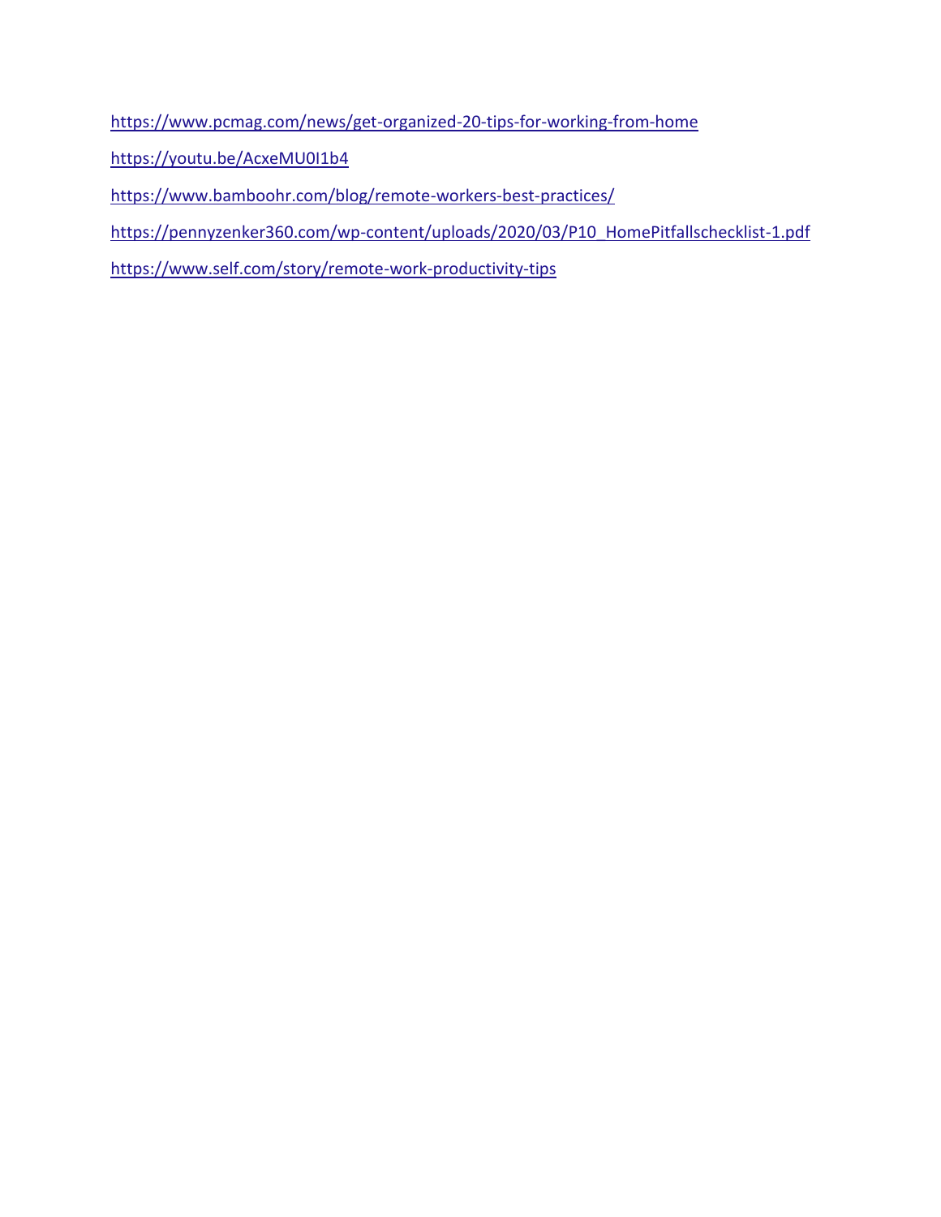https://www.pcmag.com/news/get-organized-20-tips-for-working-from-home

https://youtu.be/AcxeMU0I1b4

https://www.bamboohr.com/blog/remote-workers-best-practices/

https://pennyzenker360.com/wp-content/uploads/2020/03/P10_HomePitfallschecklist-1.pdf

https://www.self.com/story/remote-work-productivity-tips